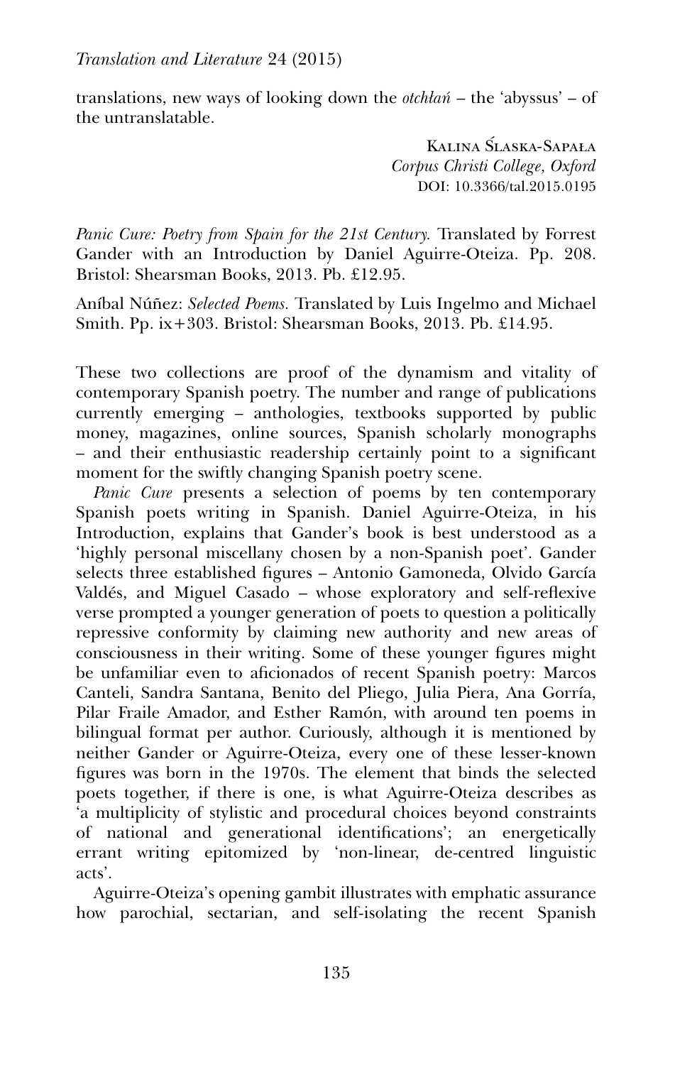translations, new ways of looking down the *otchłań* – the 'abyssus' – of the untranslatable.

Kalina Ślaska-Sapała
*Corpus Christi College, Oxford*
DOI: 10.3366/tal.2015.0195

*Panic Cure: Poetry from Spain for the 21st Century.* Translated by Forrest Gander with an Introduction by Daniel Aguirre-Oteiza. Pp. 208. Bristol: Shearsman Books, 2013. Pb. £12.95.

Aníbal Núñez: *Selected Poems.* Translated by Luis Ingelmo and Michael Smith. Pp. ix+303. Bristol: Shearsman Books, 2013. Pb. £14.95.

These two collections are proof of the dynamism and vitality of contemporary Spanish poetry. The number and range of publications currently emerging – anthologies, textbooks supported by public money, magazines, online sources, Spanish scholarly monographs – and their enthusiastic readership certainly point to a significant moment for the swiftly changing Spanish poetry scene.

*Panic Cure* presents a selection of poems by ten contemporary Spanish poets writing in Spanish. Daniel Aguirre-Oteiza, in his Introduction, explains that Gander's book is best understood as a 'highly personal miscellany chosen by a non-Spanish poet'. Gander selects three established figures – Antonio Gamoneda, Olvido García Valdés, and Miguel Casado – whose exploratory and self-reflexive verse prompted a younger generation of poets to question a politically repressive conformity by claiming new authority and new areas of consciousness in their writing. Some of these younger figures might be unfamiliar even to aficionados of recent Spanish poetry: Marcos Canteli, Sandra Santana, Benito del Pliego, Julia Piera, Ana Gorría, Pilar Fraile Amador, and Esther Ramón, with around ten poems in bilingual format per author. Curiously, although it is mentioned by neither Gander or Aguirre-Oteiza, every one of these lesser-known figures was born in the 1970s. The element that binds the selected poets together, if there is one, is what Aguirre-Oteiza describes as 'a multiplicity of stylistic and procedural choices beyond constraints of national and generational identifications'; an energetically errant writing epitomized by 'non-linear, de-centred linguistic acts'.

Aguirre-Oteiza's opening gambit illustrates with emphatic assurance how parochial, sectarian, and self-isolating the recent Spanish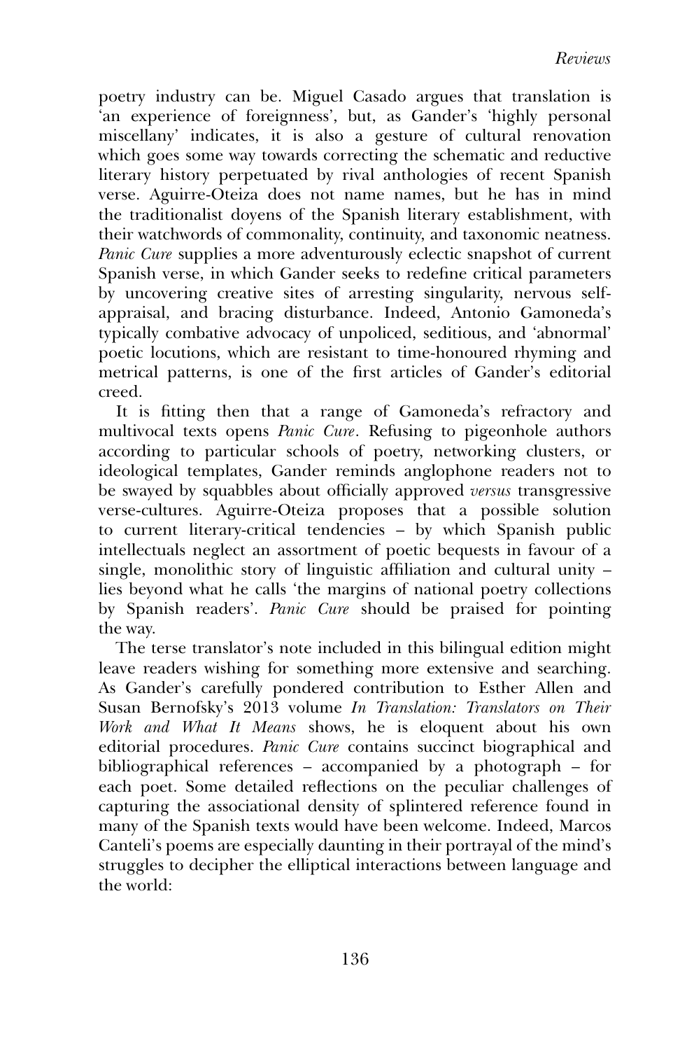poetry industry can be. Miguel Casado argues that translation is 'an experience of foreignness', but, as Gander's 'highly personal miscellany' indicates, it is also a gesture of cultural renovation which goes some way towards correcting the schematic and reductive literary history perpetuated by rival anthologies of recent Spanish verse. Aguirre-Oteiza does not name names, but he has in mind the traditionalist doyens of the Spanish literary establishment, with their watchwords of commonality, continuity, and taxonomic neatness. *Panic Cure* supplies a more adventurously eclectic snapshot of current Spanish verse, in which Gander seeks to redefine critical parameters by uncovering creative sites of arresting singularity, nervous self-appraisal, and bracing disturbance. Indeed, Antonio Gamoneda's typically combative advocacy of unpoliced, seditious, and 'abnormal' poetic locutions, which are resistant to time-honoured rhyming and metrical patterns, is one of the first articles of Gander's editorial creed.

It is fitting then that a range of Gamoneda's refractory and multivocal texts opens *Panic Cure*. Refusing to pigeonhole authors according to particular schools of poetry, networking clusters, or ideological templates, Gander reminds anglophone readers not to be swayed by squabbles about officially approved *versus* transgressive verse-cultures. Aguirre-Oteiza proposes that a possible solution to current literary-critical tendencies – by which Spanish public intellectuals neglect an assortment of poetic bequests in favour of a single, monolithic story of linguistic affiliation and cultural unity – lies beyond what he calls 'the margins of national poetry collections by Spanish readers'. *Panic Cure* should be praised for pointing the way.

The terse translator's note included in this bilingual edition might leave readers wishing for something more extensive and searching. As Gander's carefully pondered contribution to Esther Allen and Susan Bernofsky's 2013 volume *In Translation: Translators on Their Work and What It Means* shows, he is eloquent about his own editorial procedures. *Panic Cure* contains succinct biographical and bibliographical references – accompanied by a photograph – for each poet. Some detailed reflections on the peculiar challenges of capturing the associational density of splintered reference found in many of the Spanish texts would have been welcome. Indeed, Marcos Canteli's poems are especially daunting in their portrayal of the mind's struggles to decipher the elliptical interactions between language and the world: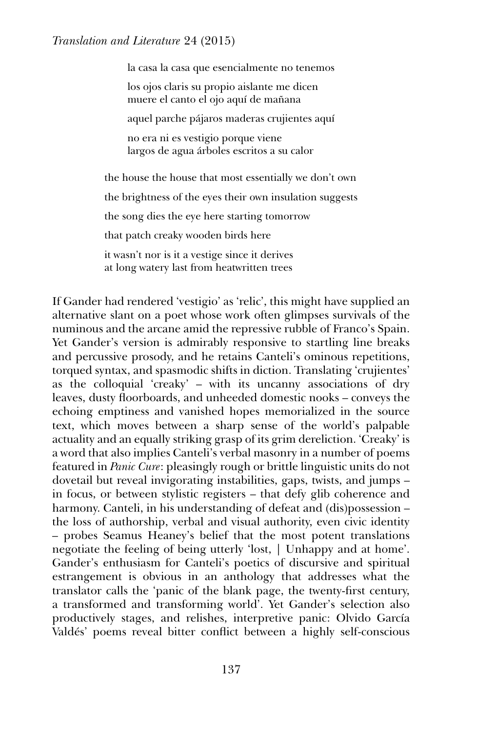la casa la casa que esencialmente no tenemos

los ojos claris su propio aislante me dicen  
muere el canto el ojo aquí de mañana

aquel parche pájaros maderas crujientes aquí

no era ni es vestigio porque viene  
largos de agua árboles escritos a su calor

the house the house that most essentially we don't own

the brightness of the eyes their own insulation suggests

the song dies the eye here starting tomorrow

that patch creaky wooden birds here

it wasn't nor is it a vestige since it derives  
at long watery last from heatwritten trees

If Gander had rendered 'vestigio' as 'relic', this might have supplied an alternative slant on a poet whose work often glimpses survivals of the numinous and the arcane amid the repressive rubble of Franco's Spain. Yet Gander's version is admirably responsive to startling line breaks and percussive prosody, and he retains Canteli's ominous repetitions, torqued syntax, and spasmodic shifts in diction. Translating 'crujientes' as the colloquial 'creaky' – with its uncanny associations of dry leaves, dusty floorboards, and unheeded domestic nooks – conveys the echoing emptiness and vanished hopes memorialized in the source text, which moves between a sharp sense of the world's palpable actuality and an equally striking grasp of its grim dereliction. 'Creaky' is a word that also implies Canteli's verbal masonry in a number of poems featured in *Panic Cure*: pleasingly rough or brittle linguistic units do not dovetail but reveal invigorating instabilities, gaps, twists, and jumps – in focus, or between stylistic registers – that defy glib coherence and harmony. Canteli, in his understanding of defeat and (dis)possession – the loss of authorship, verbal and visual authority, even civic identity – probes Seamus Heaney's belief that the most potent translations negotiate the feeling of being utterly 'lost, | Unhappy and at home'. Gander's enthusiasm for Canteli's poetics of discursive and spiritual estrangement is obvious in an anthology that addresses what the translator calls the 'panic of the blank page, the twenty-first century, a transformed and transforming world'. Yet Gander's selection also productively stages, and relishes, interpretive panic: Olvido García Valdés' poems reveal bitter conflict between a highly self-conscious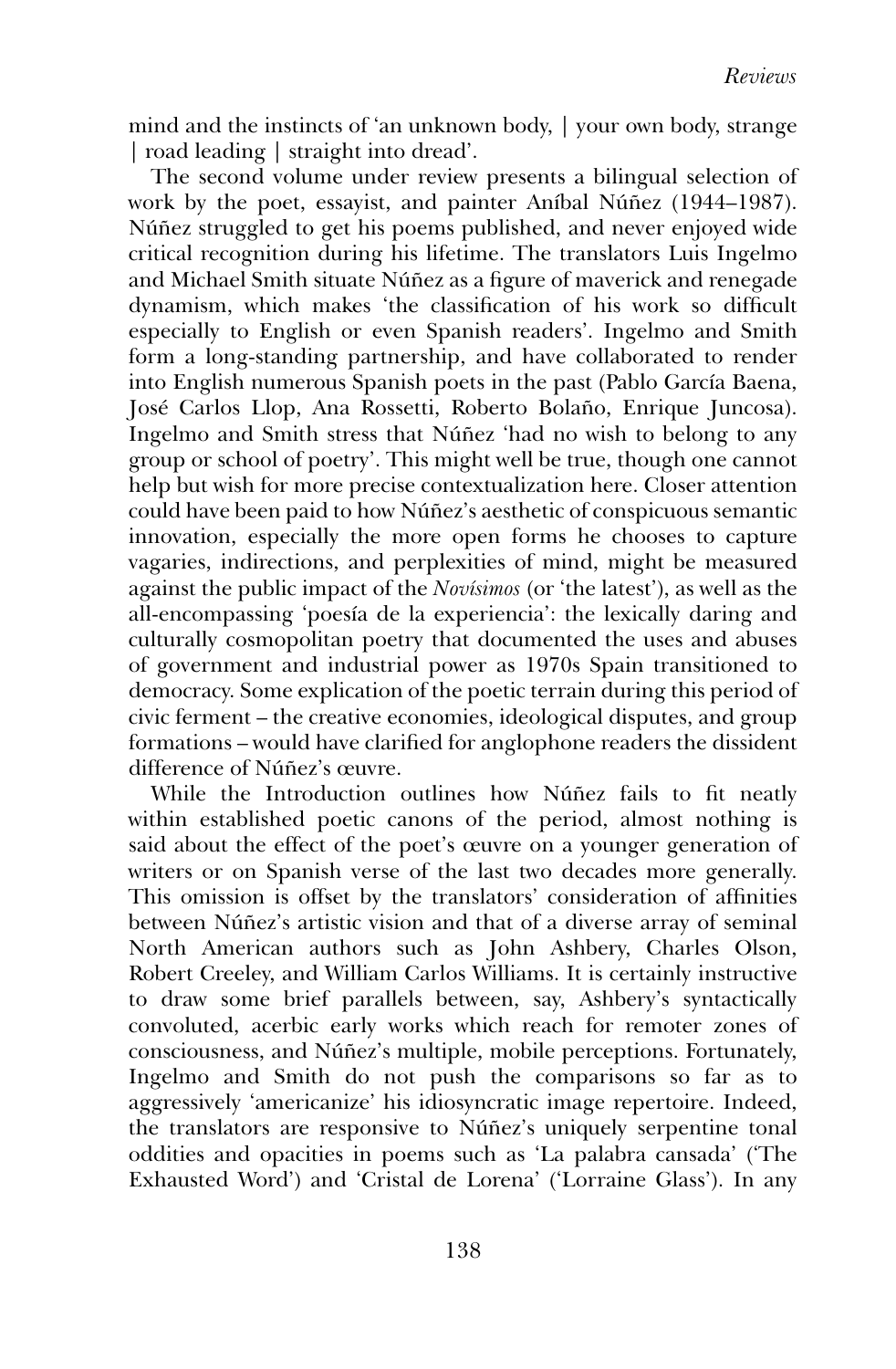mind and the instincts of 'an unknown body, | your own body, strange | road leading | straight into dread'.

The second volume under review presents a bilingual selection of work by the poet, essayist, and painter Aníbal Núñez (1944–1987). Núñez struggled to get his poems published, and never enjoyed wide critical recognition during his lifetime. The translators Luis Ingelmo and Michael Smith situate Núñez as a figure of maverick and renegade dynamism, which makes 'the classification of his work so difficult especially to English or even Spanish readers'. Ingelmo and Smith form a long-standing partnership, and have collaborated to render into English numerous Spanish poets in the past (Pablo García Baena, José Carlos Llop, Ana Rossetti, Roberto Bolaño, Enrique Juncosa). Ingelmo and Smith stress that Núñez 'had no wish to belong to any group or school of poetry'. This might well be true, though one cannot help but wish for more precise contextualization here. Closer attention could have been paid to how Núñez's aesthetic of conspicuous semantic innovation, especially the more open forms he chooses to capture vagaries, indirections, and perplexities of mind, might be measured against the public impact of the *Novísimos* (or 'the latest'), as well as the all-encompassing 'poesía de la experiencia': the lexically daring and culturally cosmopolitan poetry that documented the uses and abuses of government and industrial power as 1970s Spain transitioned to democracy. Some explication of the poetic terrain during this period of civic ferment – the creative economies, ideological disputes, and group formations – would have clarified for anglophone readers the dissident difference of Núñez's œuvre.

While the Introduction outlines how Núñez fails to fit neatly within established poetic canons of the period, almost nothing is said about the effect of the poet's œuvre on a younger generation of writers or on Spanish verse of the last two decades more generally. This omission is offset by the translators' consideration of affinities between Núñez's artistic vision and that of a diverse array of seminal North American authors such as John Ashbery, Charles Olson, Robert Creeley, and William Carlos Williams. It is certainly instructive to draw some brief parallels between, say, Ashbery's syntactically convoluted, acerbic early works which reach for remoter zones of consciousness, and Núñez's multiple, mobile perceptions. Fortunately, Ingelmo and Smith do not push the comparisons so far as to aggressively 'americanize' his idiosyncratic image repertoire. Indeed, the translators are responsive to Núñez's uniquely serpentine tonal oddities and opacities in poems such as 'La palabra cansada' ('The Exhausted Word') and 'Cristal de Lorena' ('Lorraine Glass'). In any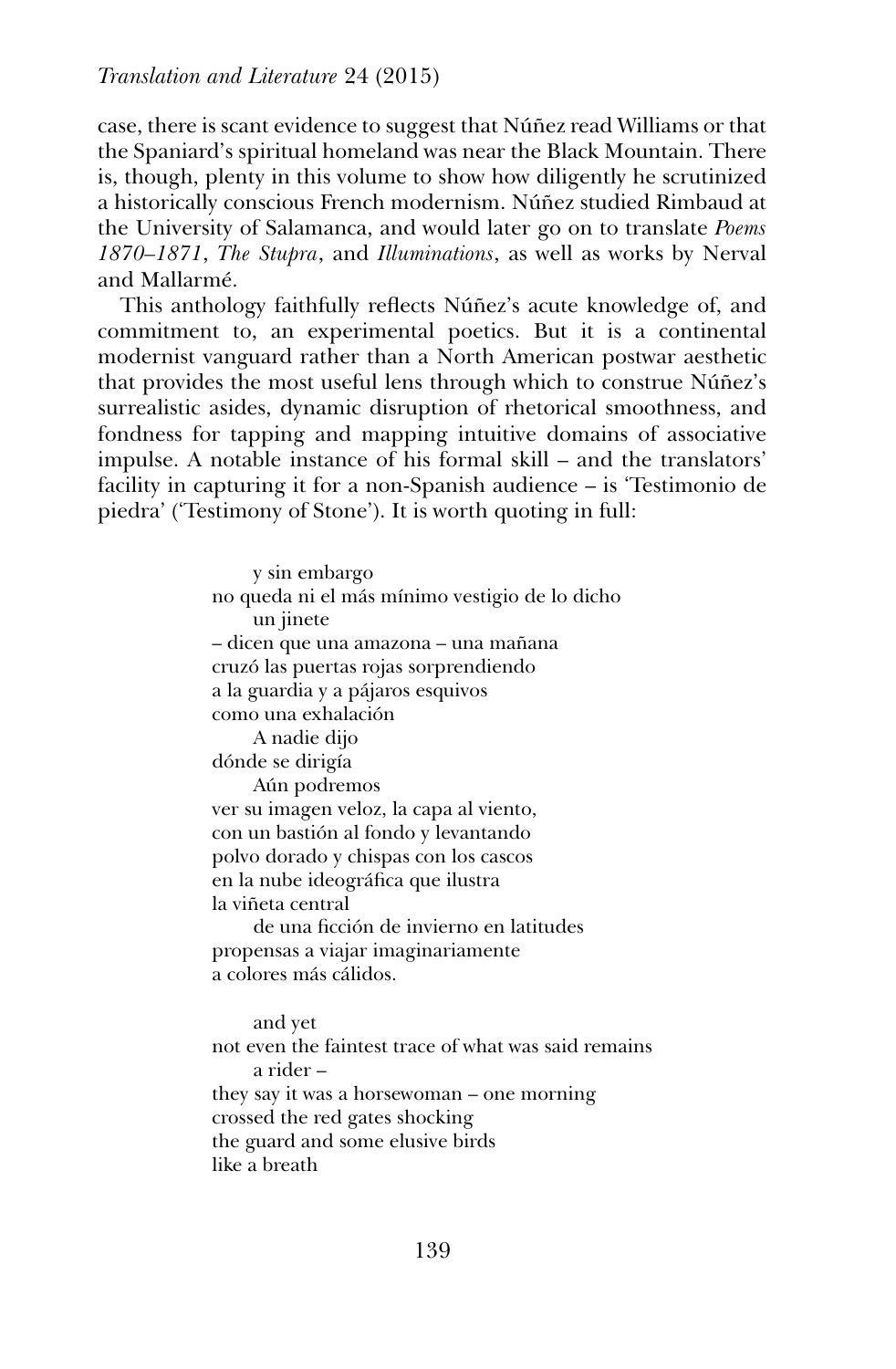case, there is scant evidence to suggest that Núñez read Williams or that the Spaniard's spiritual homeland was near the Black Mountain. There is, though, plenty in this volume to show how diligently he scrutinized a historically conscious French modernism. Núñez studied Rimbaud at the University of Salamanca, and would later go on to translate *Poems 1870–1871*, *The Stupra*, and *Illuminations*, as well as works by Nerval and Mallarmé.

This anthology faithfully reflects Núñez's acute knowledge of, and commitment to, an experimental poetics. But it is a continental modernist vanguard rather than a North American postwar aesthetic that provides the most useful lens through which to construe Núñez's surrealistic asides, dynamic disruption of rhetorical smoothness, and fondness for tapping and mapping intuitive domains of associative impulse. A notable instance of his formal skill – and the translators' facility in capturing it for a non-Spanish audience – is 'Testimonio de piedra' ('Testimony of Stone'). It is worth quoting in full:

> y sin embargo
> no queda ni el más mínimo vestigio de lo dicho
> un jinete
> – dicen que una amazona – una mañana
> cruzó las puertas rojas sorprendiendo
> a la guardia y a pájaros esquivos
> como una exhalación
> A nadie dijo
> dónde se dirigía
> Aún podremos
> ver su imagen veloz, la capa al viento,
> con un bastión al fondo y levantando
> polvo dorado y chispas con los cascos
> en la nube ideográfica que ilustra
> la viñeta central
> de una ficción de invierno en latitudes
> propensas a viajar imaginariamente
> a colores más cálidos.
>
> and yet
> not even the faintest trace of what was said remains
> a rider –
> they say it was a horsewoman – one morning
> crossed the red gates shocking
> the guard and some elusive birds
> like a breath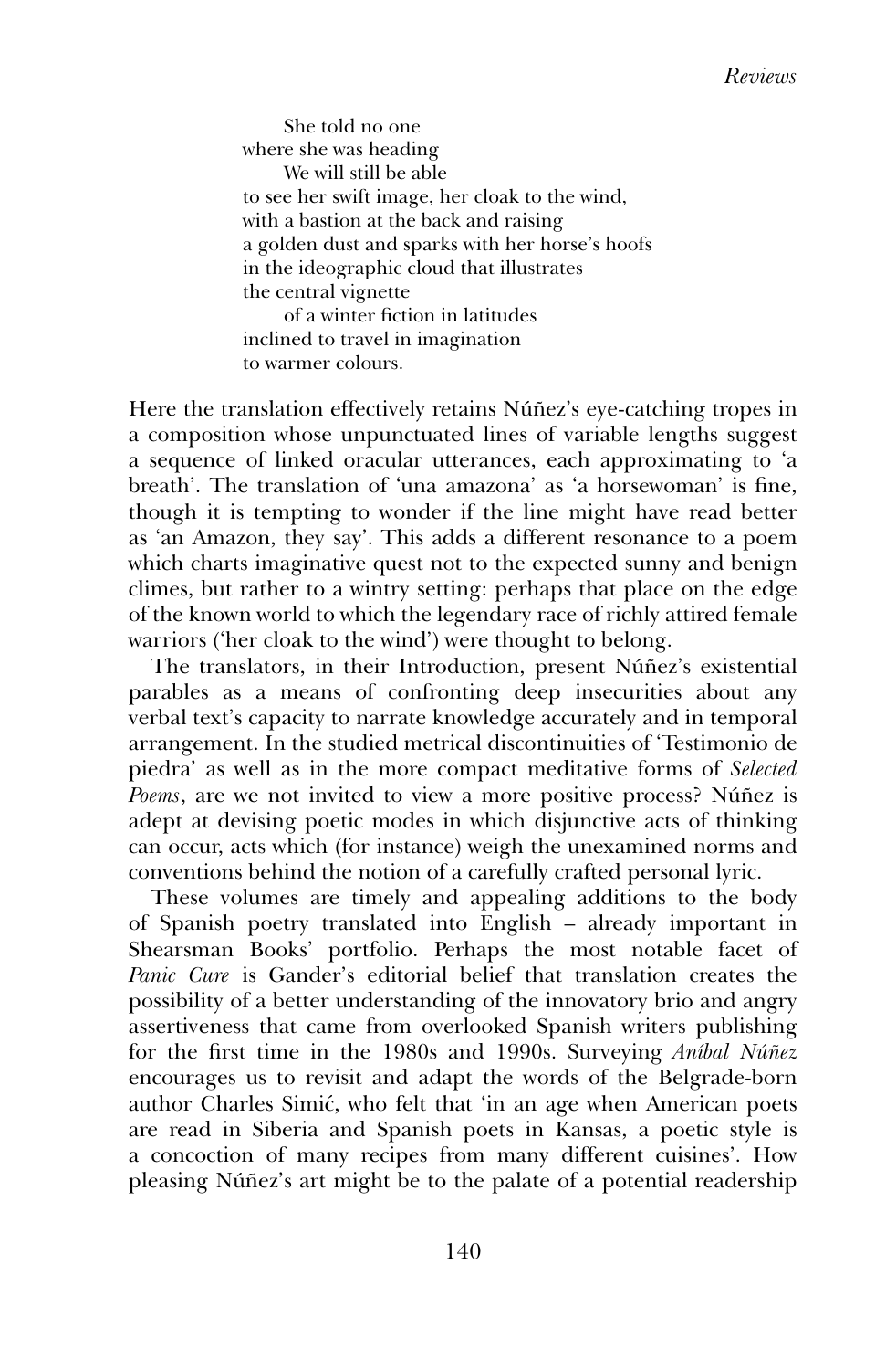She told no one  
where she was heading  
We will still be able  
to see her swift image, her cloak to the wind,  
with a bastion at the back and raising  
a golden dust and sparks with her horse's hoofs  
in the ideographic cloud that illustrates  
the central vignette  
of a winter fiction in latitudes  
inclined to travel in imagination  
to warmer colours.

Here the translation effectively retains Núñez's eye-catching tropes in a composition whose unpunctuated lines of variable lengths suggest a sequence of linked oracular utterances, each approximating to 'a breath'. The translation of 'una amazona' as 'a horsewoman' is fine, though it is tempting to wonder if the line might have read better as 'an Amazon, they say'. This adds a different resonance to a poem which charts imaginative quest not to the expected sunny and benign climes, but rather to a wintry setting: perhaps that place on the edge of the known world to which the legendary race of richly attired female warriors ('her cloak to the wind') were thought to belong.

The translators, in their Introduction, present Núñez's existential parables as a means of confronting deep insecurities about any verbal text's capacity to narrate knowledge accurately and in temporal arrangement. In the studied metrical discontinuities of 'Testimonio de piedra' as well as in the more compact meditative forms of *Selected Poems*, are we not invited to view a more positive process? Núñez is adept at devising poetic modes in which disjunctive acts of thinking can occur, acts which (for instance) weigh the unexamined norms and conventions behind the notion of a carefully crafted personal lyric.

These volumes are timely and appealing additions to the body of Spanish poetry translated into English – already important in Shearsman Books' portfolio. Perhaps the most notable facet of *Panic Cure* is Gander's editorial belief that translation creates the possibility of a better understanding of the innovatory brio and angry assertiveness that came from overlooked Spanish writers publishing for the first time in the 1980s and 1990s. Surveying *Aníbal Núñez* encourages us to revisit and adapt the words of the Belgrade-born author Charles Simić, who felt that 'in an age when American poets are read in Siberia and Spanish poets in Kansas, a poetic style is a concoction of many recipes from many different cuisines'. How pleasing Núñez's art might be to the palate of a potential readership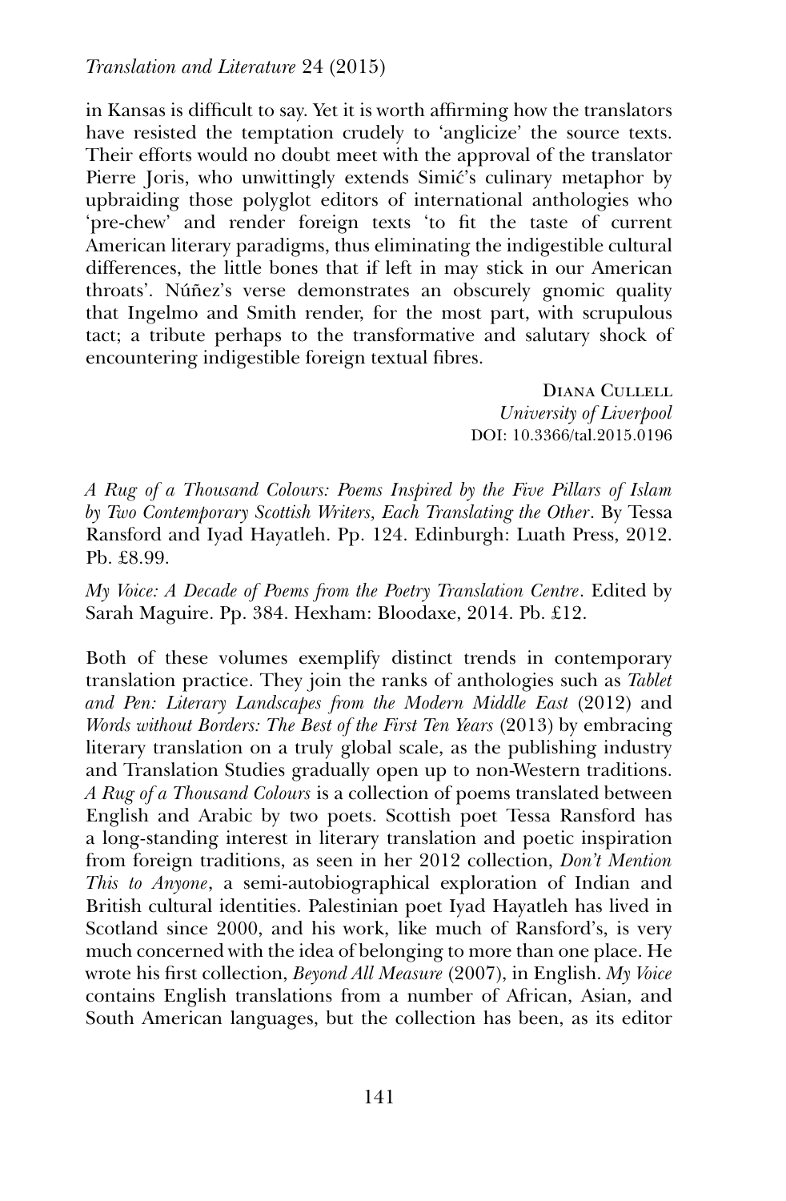in Kansas is difficult to say. Yet it is worth affirming how the translators have resisted the temptation crudely to 'anglicize' the source texts. Their efforts would no doubt meet with the approval of the translator Pierre Joris, who unwittingly extends Simić's culinary metaphor by upbraiding those polyglot editors of international anthologies who 'pre-chew' and render foreign texts 'to fit the taste of current American literary paradigms, thus eliminating the indigestible cultural differences, the little bones that if left in may stick in our American throats'. Núñez's verse demonstrates an obscurely gnomic quality that Ingelmo and Smith render, for the most part, with scrupulous tact; a tribute perhaps to the transformative and salutary shock of encountering indigestible foreign textual fibres.

DIANA CULLELL
*University of Liverpool*
DOI: 10.3366/tal.2015.0196

*A Rug of a Thousand Colours: Poems Inspired by the Five Pillars of Islam by Two Contemporary Scottish Writers, Each Translating the Other*. By Tessa Ransford and Iyad Hayatleh. Pp. 124. Edinburgh: Luath Press, 2012. Pb. £8.99.

*My Voice: A Decade of Poems from the Poetry Translation Centre*. Edited by Sarah Maguire. Pp. 384. Hexham: Bloodaxe, 2014. Pb. £12.

Both of these volumes exemplify distinct trends in contemporary translation practice. They join the ranks of anthologies such as *Tablet and Pen: Literary Landscapes from the Modern Middle East* (2012) and *Words without Borders: The Best of the First Ten Years* (2013) by embracing literary translation on a truly global scale, as the publishing industry and Translation Studies gradually open up to non-Western traditions. *A Rug of a Thousand Colours* is a collection of poems translated between English and Arabic by two poets. Scottish poet Tessa Ransford has a long-standing interest in literary translation and poetic inspiration from foreign traditions, as seen in her 2012 collection, *Don't Mention This to Anyone*, a semi-autobiographical exploration of Indian and British cultural identities. Palestinian poet Iyad Hayatleh has lived in Scotland since 2000, and his work, like much of Ransford's, is very much concerned with the idea of belonging to more than one place. He wrote his first collection, *Beyond All Measure* (2007), in English. *My Voice* contains English translations from a number of African, Asian, and South American languages, but the collection has been, as its editor